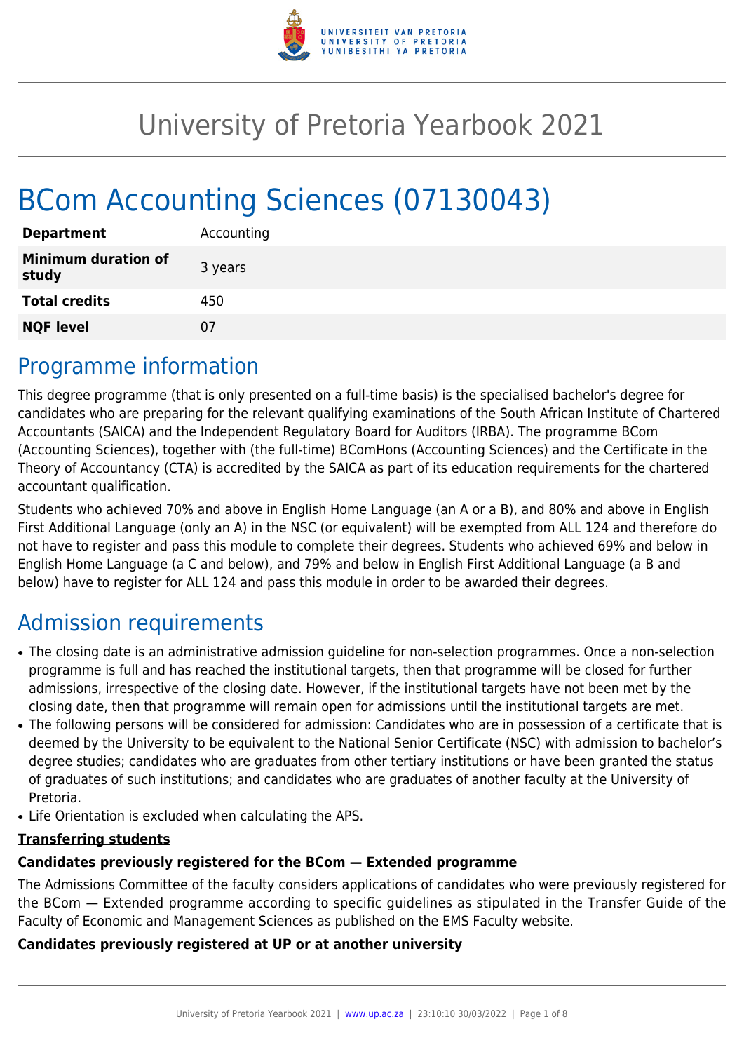# University of Pretoria Yearbook 2021

# BCom Accounting Sciences (07130043)

| | |
|---|---|
| **Department** | Accounting |
| **Minimum duration of study** | 3 years |
| **Total credits** | 450 |
| **NQF level** | 07 |

## Programme information

This degree programme (that is only presented on a full-time basis) is the specialised bachelor's degree for candidates who are preparing for the relevant qualifying examinations of the South African Institute of Chartered Accountants (SAICA) and the Independent Regulatory Board for Auditors (IRBA). The programme BCom (Accounting Sciences), together with (the full-time) BComHons (Accounting Sciences) and the Certificate in the Theory of Accountancy (CTA) is accredited by the SAICA as part of its education requirements for the chartered accountant qualification.

Students who achieved 70% and above in English Home Language (an A or a B), and 80% and above in English First Additional Language (only an A) in the NSC (or equivalent) will be exempted from ALL 124 and therefore do not have to register and pass this module to complete their degrees. Students who achieved 69% and below in English Home Language (a C and below), and 79% and below in English First Additional Language (a B and below) have to register for ALL 124 and pass this module in order to be awarded their degrees.

## Admission requirements

- The closing date is an administrative admission guideline for non-selection programmes. Once a non-selection programme is full and has reached the institutional targets, then that programme will be closed for further admissions, irrespective of the closing date. However, if the institutional targets have not been met by the closing date, then that programme will remain open for admissions until the institutional targets are met.
- The following persons will be considered for admission: Candidates who are in possession of a certificate that is deemed by the University to be equivalent to the National Senior Certificate (NSC) with admission to bachelor's degree studies; candidates who are graduates from other tertiary institutions or have been granted the status of graduates of such institutions; and candidates who are graduates of another faculty at the University of Pretoria.
- Life Orientation is excluded when calculating the APS.

**Transferring students**

**Candidates previously registered for the BCom — Extended programme**

The Admissions Committee of the faculty considers applications of candidates who were previously registered for the BCom — Extended programme according to specific guidelines as stipulated in the Transfer Guide of the Faculty of Economic and Management Sciences as published on the EMS Faculty website.

**Candidates previously registered at UP or at another university**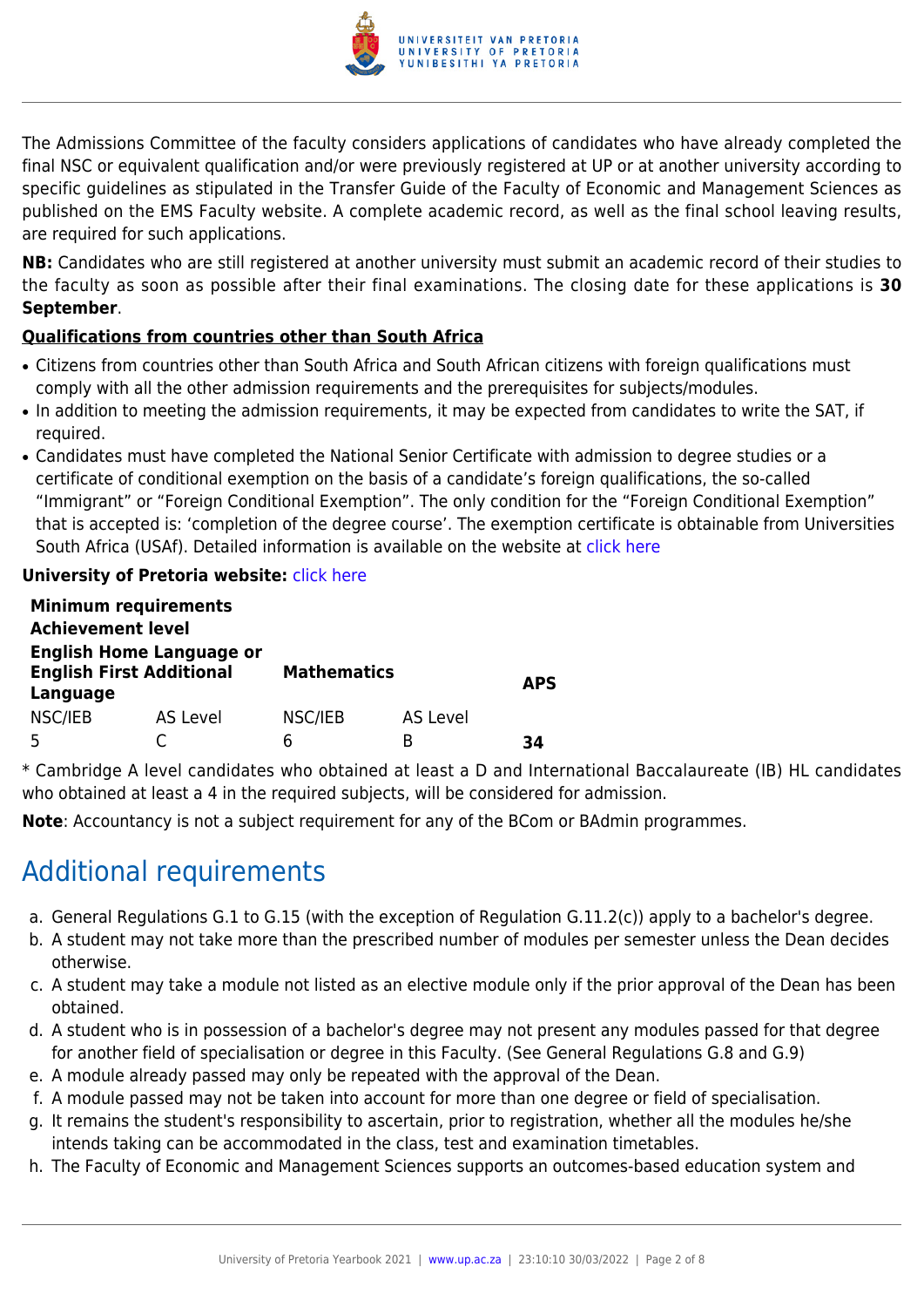The Admissions Committee of the faculty considers applications of candidates who have already completed the final NSC or equivalent qualification and/or were previously registered at UP or at another university according to specific guidelines as stipulated in the Transfer Guide of the Faculty of Economic and Management Sciences as published on the EMS Faculty website. A complete academic record, as well as the final school leaving results, are required for such applications.

**NB:** Candidates who are still registered at another university must submit an academic record of their studies to the faculty as soon as possible after their final examinations. The closing date for these applications is **30 September**.

**Qualifications from countries other than South Africa**

- Citizens from countries other than South Africa and South African citizens with foreign qualifications must comply with all the other admission requirements and the prerequisites for subjects/modules.
- In addition to meeting the admission requirements, it may be expected from candidates to write the SAT, if required.
- Candidates must have completed the National Senior Certificate with admission to degree studies or a certificate of conditional exemption on the basis of a candidate's foreign qualifications, the so-called "Immigrant" or "Foreign Conditional Exemption". The only condition for the "Foreign Conditional Exemption" that is accepted is: 'completion of the degree course'. The exemption certificate is obtainable from Universities South Africa (USAf). Detailed information is available on the website at click here

**University of Pretoria website:** click here

| **Minimum requirements Achievement level** | | | | |
|---|---|---|---|---|
| **English Home Language or English First Additional Language** | | **Mathematics** | | **APS** |
| NSC/IEB | AS Level | NSC/IEB | AS Level | |
| 5 | C | 6 | B | **34** |

\* Cambridge A level candidates who obtained at least a D and International Baccalaureate (IB) HL candidates who obtained at least a 4 in the required subjects, will be considered for admission.

**Note**: Accountancy is not a subject requirement for any of the BCom or BAdmin programmes.

## Additional requirements

a. General Regulations G.1 to G.15 (with the exception of Regulation G.11.2(c)) apply to a bachelor's degree.
b. A student may not take more than the prescribed number of modules per semester unless the Dean decides otherwise.
c. A student may take a module not listed as an elective module only if the prior approval of the Dean has been obtained.
d. A student who is in possession of a bachelor's degree may not present any modules passed for that degree for another field of specialisation or degree in this Faculty. (See General Regulations G.8 and G.9)
e. A module already passed may only be repeated with the approval of the Dean.
f. A module passed may not be taken into account for more than one degree or field of specialisation.
g. It remains the student's responsibility to ascertain, prior to registration, whether all the modules he/she intends taking can be accommodated in the class, test and examination timetables.
h. The Faculty of Economic and Management Sciences supports an outcomes-based education system and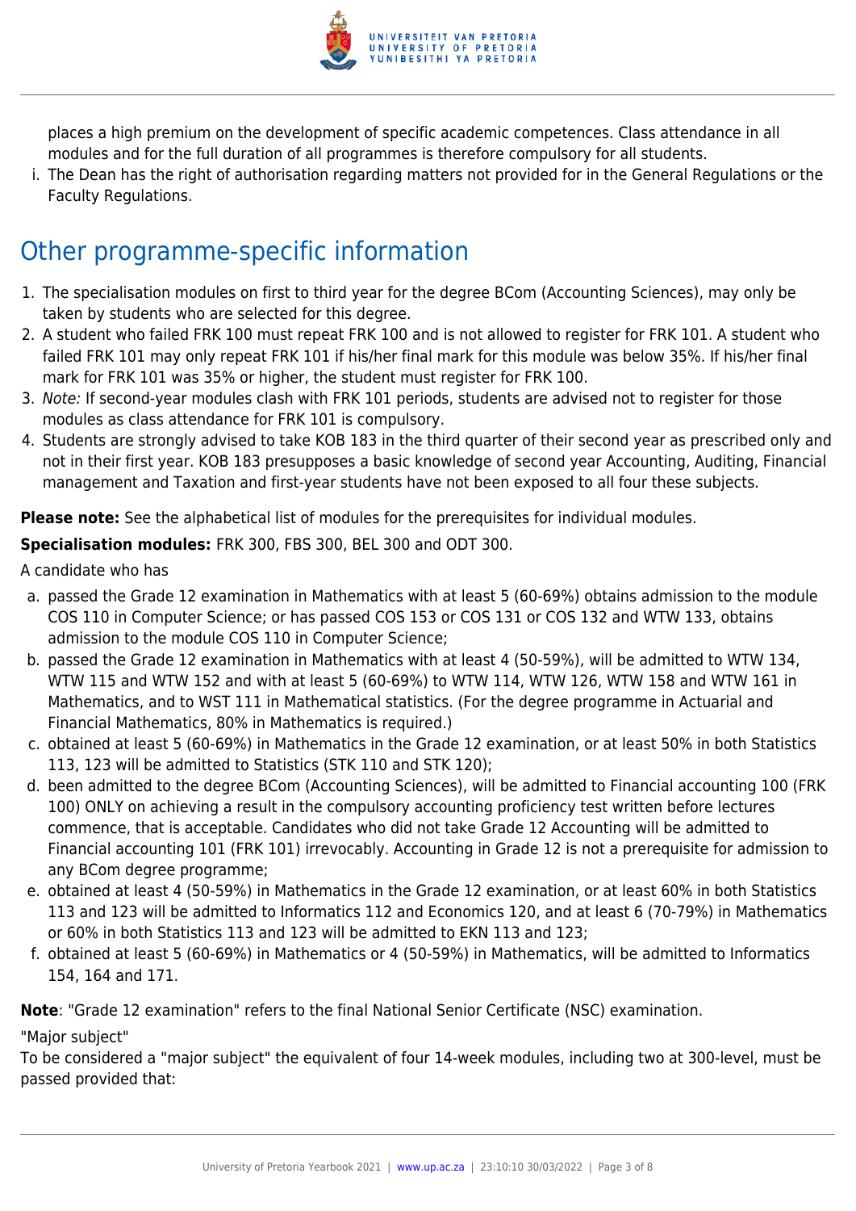places a high premium on the development of specific academic competences. Class attendance in all modules and for the full duration of all programmes is therefore compulsory for all students.

i. The Dean has the right of authorisation regarding matters not provided for in the General Regulations or the Faculty Regulations.

## Other programme-specific information

1. The specialisation modules on first to third year for the degree BCom (Accounting Sciences), may only be taken by students who are selected for this degree.
2. A student who failed FRK 100 must repeat FRK 100 and is not allowed to register for FRK 101. A student who failed FRK 101 may only repeat FRK 101 if his/her final mark for this module was below 35%. If his/her final mark for FRK 101 was 35% or higher, the student must register for FRK 100.
3. *Note:* If second-year modules clash with FRK 101 periods, students are advised not to register for those modules as class attendance for FRK 101 is compulsory.
4. Students are strongly advised to take KOB 183 in the third quarter of their second year as prescribed only and not in their first year. KOB 183 presupposes a basic knowledge of second year Accounting, Auditing, Financial management and Taxation and first-year students have not been exposed to all four these subjects.

**Please note:** See the alphabetical list of modules for the prerequisites for individual modules.

**Specialisation modules:** FRK 300, FBS 300, BEL 300 and ODT 300.

A candidate who has

a. passed the Grade 12 examination in Mathematics with at least 5 (60-69%) obtains admission to the module COS 110 in Computer Science; or has passed COS 153 or COS 131 or COS 132 and WTW 133, obtains admission to the module COS 110 in Computer Science;

b. passed the Grade 12 examination in Mathematics with at least 4 (50-59%), will be admitted to WTW 134, WTW 115 and WTW 152 and with at least 5 (60-69%) to WTW 114, WTW 126, WTW 158 and WTW 161 in Mathematics, and to WST 111 in Mathematical statistics. (For the degree programme in Actuarial and Financial Mathematics, 80% in Mathematics is required.)

c. obtained at least 5 (60-69%) in Mathematics in the Grade 12 examination, or at least 50% in both Statistics 113, 123 will be admitted to Statistics (STK 110 and STK 120);

d. been admitted to the degree BCom (Accounting Sciences), will be admitted to Financial accounting 100 (FRK 100) ONLY on achieving a result in the compulsory accounting proficiency test written before lectures commence, that is acceptable. Candidates who did not take Grade 12 Accounting will be admitted to Financial accounting 101 (FRK 101) irrevocably. Accounting in Grade 12 is not a prerequisite for admission to any BCom degree programme;

e. obtained at least 4 (50-59%) in Mathematics in the Grade 12 examination, or at least 60% in both Statistics 113 and 123 will be admitted to Informatics 112 and Economics 120, and at least 6 (70-79%) in Mathematics or 60% in both Statistics 113 and 123 will be admitted to EKN 113 and 123;

f. obtained at least 5 (60-69%) in Mathematics or 4 (50-59%) in Mathematics, will be admitted to Informatics 154, 164 and 171.

**Note**: "Grade 12 examination" refers to the final National Senior Certificate (NSC) examination.

"Major subject"

To be considered a "major subject" the equivalent of four 14-week modules, including two at 300-level, must be passed provided that: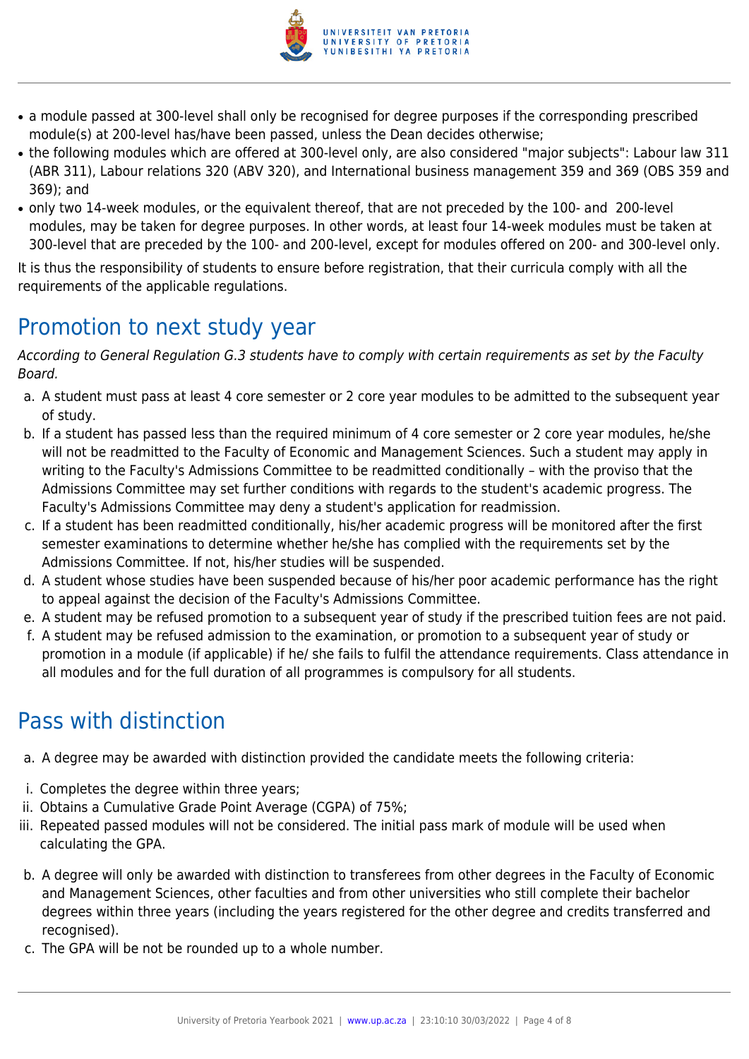- a module passed at 300-level shall only be recognised for degree purposes if the corresponding prescribed module(s) at 200-level has/have been passed, unless the Dean decides otherwise;
- the following modules which are offered at 300-level only, are also considered "major subjects": Labour law 311 (ABR 311), Labour relations 320 (ABV 320), and International business management 359 and 369 (OBS 359 and 369); and
- only two 14-week modules, or the equivalent thereof, that are not preceded by the 100- and 200-level modules, may be taken for degree purposes. In other words, at least four 14-week modules must be taken at 300-level that are preceded by the 100- and 200-level, except for modules offered on 200- and 300-level only.

It is thus the responsibility of students to ensure before registration, that their curricula comply with all the requirements of the applicable regulations.

## Promotion to next study year

*According to General Regulation G.3 students have to comply with certain requirements as set by the Faculty Board.*

a. A student must pass at least 4 core semester or 2 core year modules to be admitted to the subsequent year of study.
b. If a student has passed less than the required minimum of 4 core semester or 2 core year modules, he/she will not be readmitted to the Faculty of Economic and Management Sciences. Such a student may apply in writing to the Faculty's Admissions Committee to be readmitted conditionally – with the proviso that the Admissions Committee may set further conditions with regards to the student's academic progress. The Faculty's Admissions Committee may deny a student's application for readmission.
c. If a student has been readmitted conditionally, his/her academic progress will be monitored after the first semester examinations to determine whether he/she has complied with the requirements set by the Admissions Committee. If not, his/her studies will be suspended.
d. A student whose studies have been suspended because of his/her poor academic performance has the right to appeal against the decision of the Faculty's Admissions Committee.
e. A student may be refused promotion to a subsequent year of study if the prescribed tuition fees are not paid.
f. A student may be refused admission to the examination, or promotion to a subsequent year of study or promotion in a module (if applicable) if he/ she fails to fulfil the attendance requirements. Class attendance in all modules and for the full duration of all programmes is compulsory for all students.

## Pass with distinction

a. A degree may be awarded with distinction provided the candidate meets the following criteria:

  i. Completes the degree within three years;
  ii. Obtains a Cumulative Grade Point Average (CGPA) of 75%;
  iii. Repeated passed modules will not be considered. The initial pass mark of module will be used when calculating the GPA.

b. A degree will only be awarded with distinction to transferees from other degrees in the Faculty of Economic and Management Sciences, other faculties and from other universities who still complete their bachelor degrees within three years (including the years registered for the other degree and credits transferred and recognised).
c. The GPA will be not be rounded up to a whole number.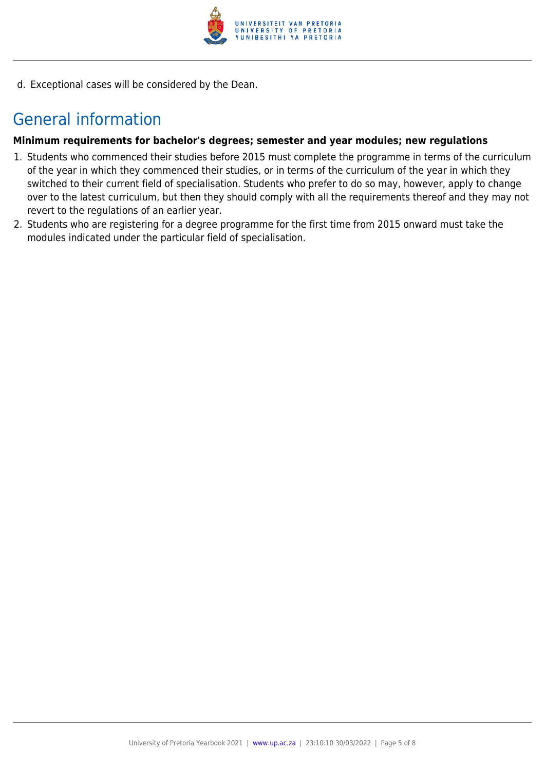d. Exceptional cases will be considered by the Dean.

## General information

**Minimum requirements for bachelor's degrees; semester and year modules; new regulations**

1. Students who commenced their studies before 2015 must complete the programme in terms of the curriculum of the year in which they commenced their studies, or in terms of the curriculum of the year in which they switched to their current field of specialisation. Students who prefer to do so may, however, apply to change over to the latest curriculum, but then they should comply with all the requirements thereof and they may not revert to the regulations of an earlier year.
2. Students who are registering for a degree programme for the first time from 2015 onward must take the modules indicated under the particular field of specialisation.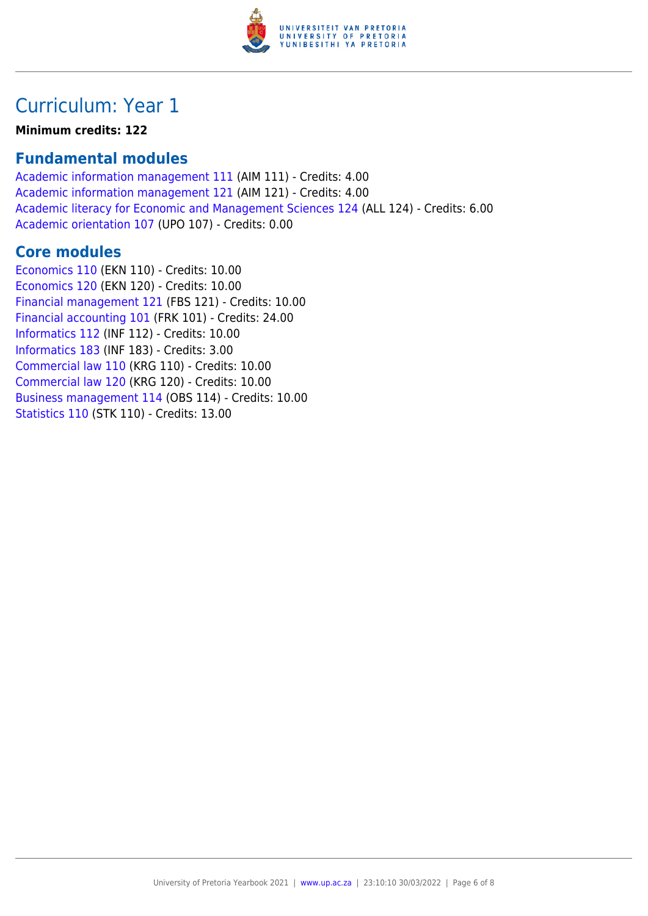# Curriculum: Year 1

**Minimum credits: 122**

## Fundamental modules

Academic information management 111 (AIM 111) - Credits: 4.00
Academic information management 121 (AIM 121) - Credits: 4.00
Academic literacy for Economic and Management Sciences 124 (ALL 124) - Credits: 6.00
Academic orientation 107 (UPO 107) - Credits: 0.00

## Core modules

Economics 110 (EKN 110) - Credits: 10.00
Economics 120 (EKN 120) - Credits: 10.00
Financial management 121 (FBS 121) - Credits: 10.00
Financial accounting 101 (FRK 101) - Credits: 24.00
Informatics 112 (INF 112) - Credits: 10.00
Informatics 183 (INF 183) - Credits: 3.00
Commercial law 110 (KRG 110) - Credits: 10.00
Commercial law 120 (KRG 120) - Credits: 10.00
Business management 114 (OBS 114) - Credits: 10.00
Statistics 110 (STK 110) - Credits: 13.00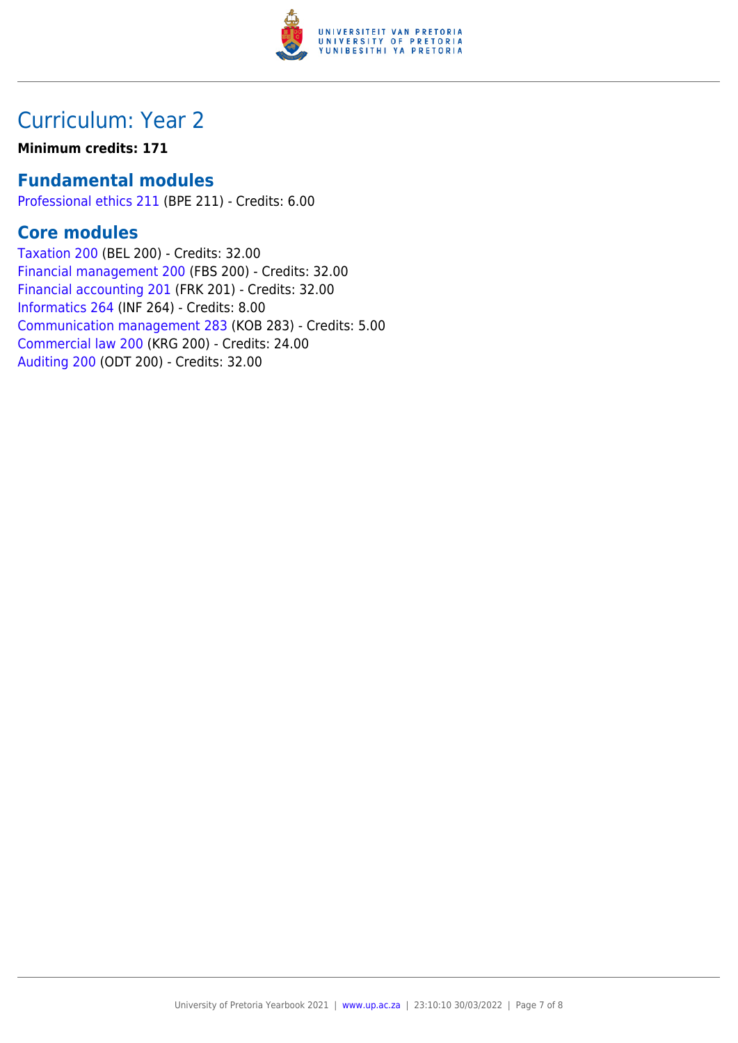# Curriculum: Year 2

**Minimum credits: 171**

## Fundamental modules

Professional ethics 211 (BPE 211) - Credits: 6.00

## Core modules

Taxation 200 (BEL 200) - Credits: 32.00
Financial management 200 (FBS 200) - Credits: 32.00
Financial accounting 201 (FRK 201) - Credits: 32.00
Informatics 264 (INF 264) - Credits: 8.00
Communication management 283 (KOB 283) - Credits: 5.00
Commercial law 200 (KRG 200) - Credits: 24.00
Auditing 200 (ODT 200) - Credits: 32.00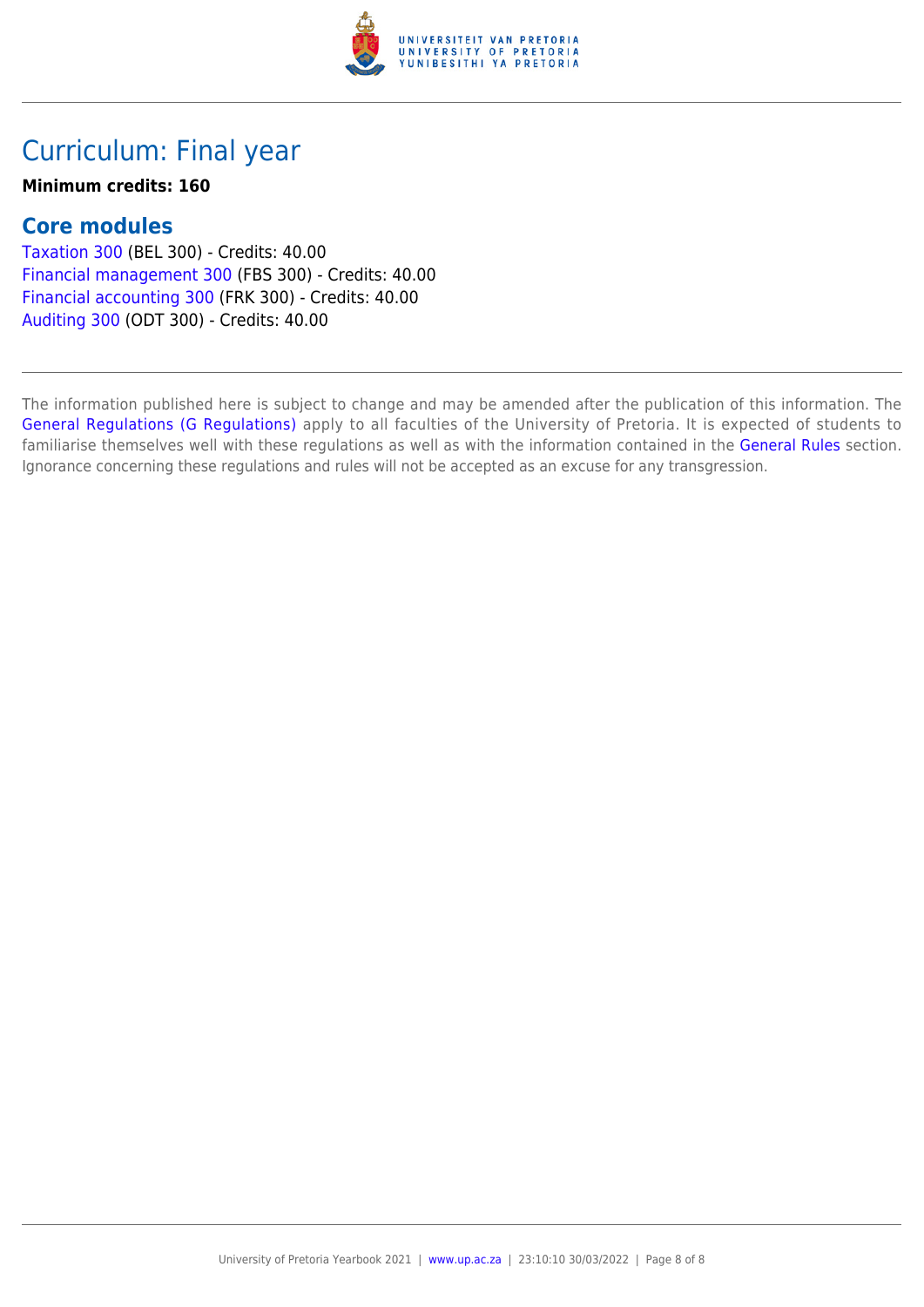## Curriculum: Final year

**Minimum credits: 160**

### Core modules

Taxation 300 (BEL 300) - Credits: 40.00
Financial management 300 (FBS 300) - Credits: 40.00
Financial accounting 300 (FRK 300) - Credits: 40.00
Auditing 300 (ODT 300) - Credits: 40.00

---

The information published here is subject to change and may be amended after the publication of this information. The General Regulations (G Regulations) apply to all faculties of the University of Pretoria. It is expected of students to familiarise themselves well with these regulations as well as with the information contained in the General Rules section. Ignorance concerning these regulations and rules will not be accepted as an excuse for any transgression.